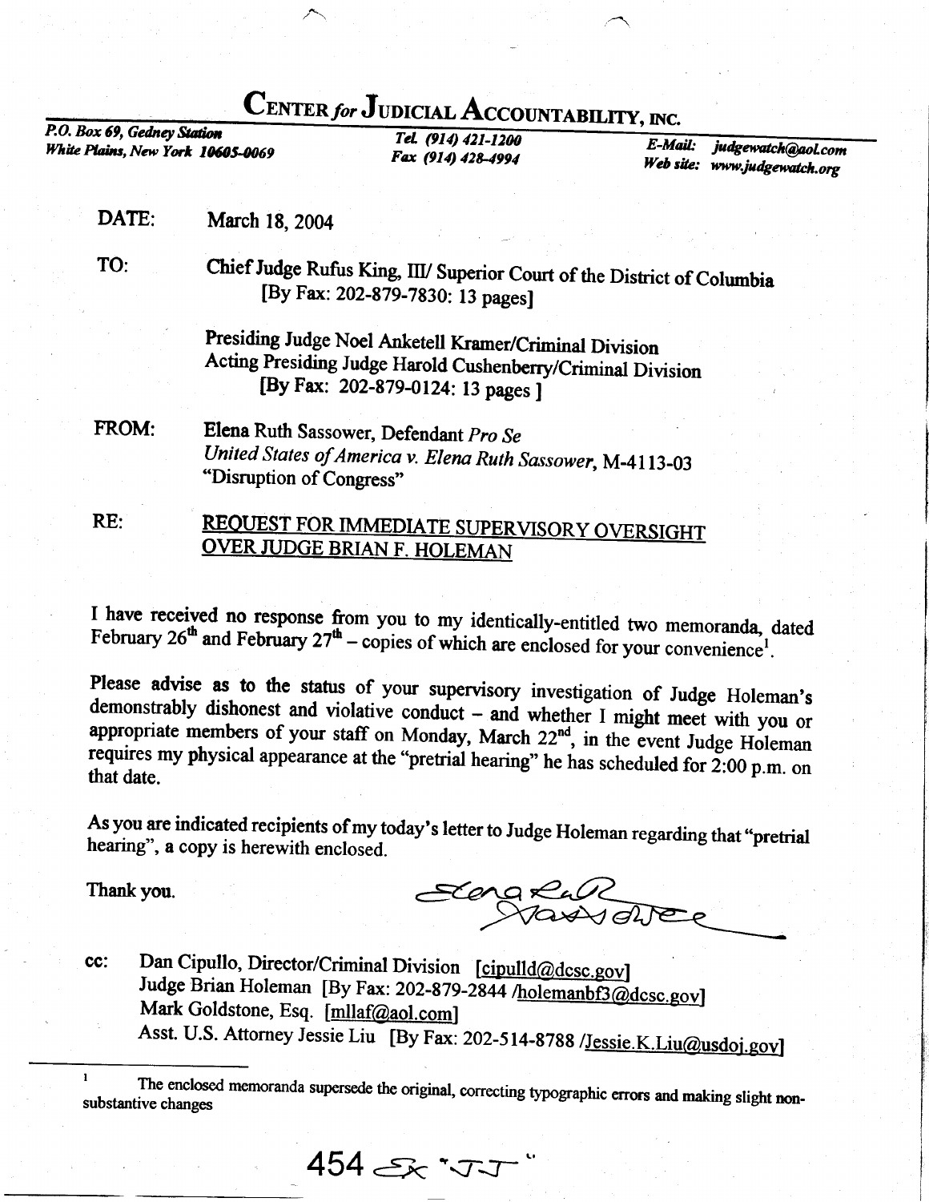# CENTER *for* JUDICIAL ACCOUNTABILITY, INC.

*P.O. Box 69, Gedney Station*
*White Plains, New York 10605-0069*

*Tel. (914) 421-1200*
*Fax (914) 428-4994*

*E-Mail: judgewatch@aol.com*
*Web site: www.judgewatch.org*

**DATE:** March 18, 2004

**TO:** Chief Judge Rufus King, III/ Superior Court of the District of Columbia
[By Fax: 202-879-7830: 13 pages]

Presiding Judge Noel Anketell Kramer/Criminal Division
Acting Presiding Judge Harold Cushenberry/Criminal Division
[By Fax: 202-879-0124: 13 pages ]

**FROM:** Elena Ruth Sassower, Defendant *Pro Se*
*United States of America v. Elena Ruth Sassower*, M-4113-03
"Disruption of Congress"

**RE:** REQUEST FOR IMMEDIATE SUPERVISORY OVERSIGHT OVER JUDGE BRIAN F. HOLEMAN

I have received no response from you to my identically-entitled two memoranda, dated February 26th and February 27th – copies of which are enclosed for your convenience[1].

Please advise as to the status of your supervisory investigation of Judge Holeman's demonstrably dishonest and violative conduct – and whether I might meet with you or appropriate members of your staff on Monday, March 22nd, in the event Judge Holeman requires my physical appearance at the "pretrial hearing" he has scheduled for 2:00 p.m. on that date.

As you are indicated recipients of my today's letter to Judge Holeman regarding that "pretrial hearing", a copy is herewith enclosed.

Thank you.

Elena Ruth Sassower

cc: Dan Cipullo, Director/Criminal Division [cipulld@dcsc.gov]
Judge Brian Holeman [By Fax: 202-879-2844 /holemanbf3@dcsc.gov]
Mark Goldstone, Esq. [mllaf@aol.com]
Asst. U.S. Attorney Jessie Liu [By Fax: 202-514-8788 /Jessie.K.Liu@usdoj.gov]

---

[1] The enclosed memoranda supersede the original, correcting typographic errors and making slight non-substantive changes

454 Ex "JJ"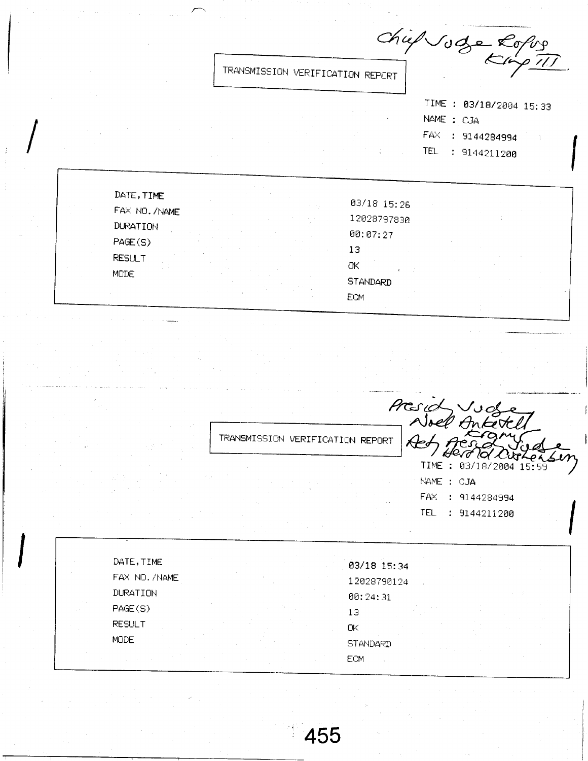*Chief Judge Rufus King III*

TRANSMISSION VERIFICATION REPORT

TIME : 03/18/2004 15:33
NAME : CJA
FAX : 9144284994
TEL : 9144211200

| | |
|---|---|
| DATE,TIME | 03/18 15:26 |
| FAX NO./NAME | 12028797830 |
| DURATION | 00:07:27 |
| PAGE(S) | 13 |
| RESULT | OK |
| MODE | STANDARD ECM |

*Presiding Judge Noel Anketell Kramer*
*Acting Presiding Judge Herold Cushenberry*

TRANSMISSION VERIFICATION REPORT

TIME : 03/18/2004 15:59
NAME : CJA
FAX : 9144284994
TEL : 9144211200

| | |
|---|---|
| DATE,TIME | 03/18 15:34 |
| FAX NO./NAME | 12028790124 |
| DURATION | 00:24:31 |
| PAGE(S) | 13 |
| RESULT | OK |
| MODE | STANDARD ECM |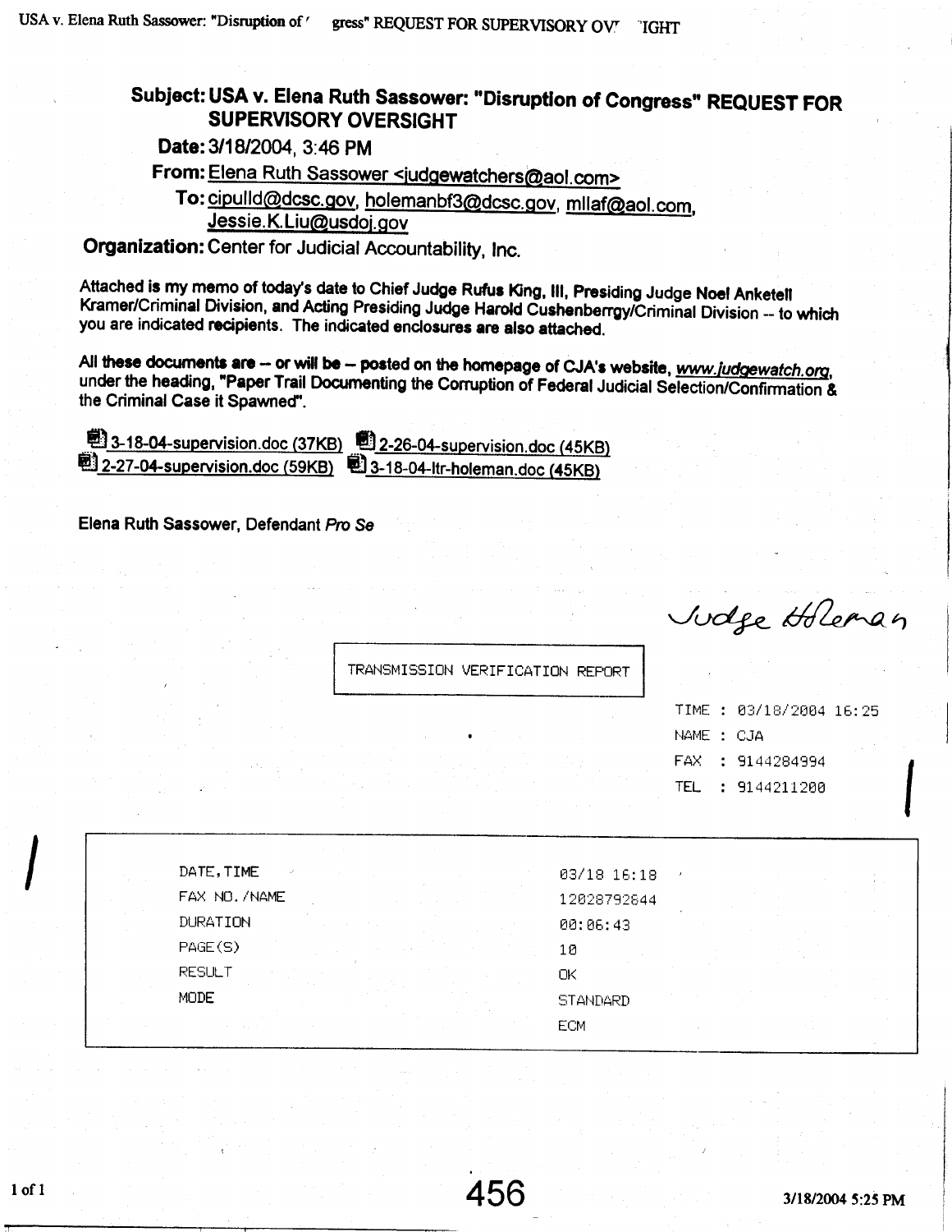**Subject:** USA v. Elena Ruth Sassower: "Disruption of Congress" REQUEST FOR SUPERVISORY OVERSIGHT
**Date:** 3/18/2004, 3:46 PM
**From:** Elena Ruth Sassower <judgewatchers@aol.com>
**To:** cipulld@dcsc.gov, holemanbf3@dcsc.gov, mllaf@aol.com, Jessie.K.Liu@usdoj.gov
**Organization:** Center for Judicial Accountability, Inc.

Attached is my memo of today's date to Chief Judge Rufus King, III, Presiding Judge Noel Anketell Kramer/Criminal Division, and Acting Presiding Judge Harold Cushenberrgy/Criminal Division -- to which you are indicated recipients. The indicated enclosures are also attached.

All these documents are -- or will be -- posted on the homepage of CJA's website, www.judgewatch.org, under the heading, "Paper Trail Documenting the Corruption of Federal Judicial Selection/Confirmation & the Criminal Case it Spawned".

3-18-04-supervision.doc (37KB) 2-26-04-supervision.doc (45KB) 2-27-04-supervision.doc (59KB) 3-18-04-ltr-holeman.doc (45KB)

Elena Ruth Sassower, Defendant *Pro Se*

Judge Holeman

TRANSMISSION VERIFICATION REPORT

TIME : 03/18/2004 16:25
NAME : CJA
FAX : 9144284994
TEL : 9144211200

| | |
|---|---|
| DATE,TIME | 03/18 16:18 |
| FAX NO./NAME | 12028792844 |
| DURATION | 00:06:43 |
| PAGE(S) | 10 |
| RESULT | OK |
| MODE | STANDARD ECM |

456